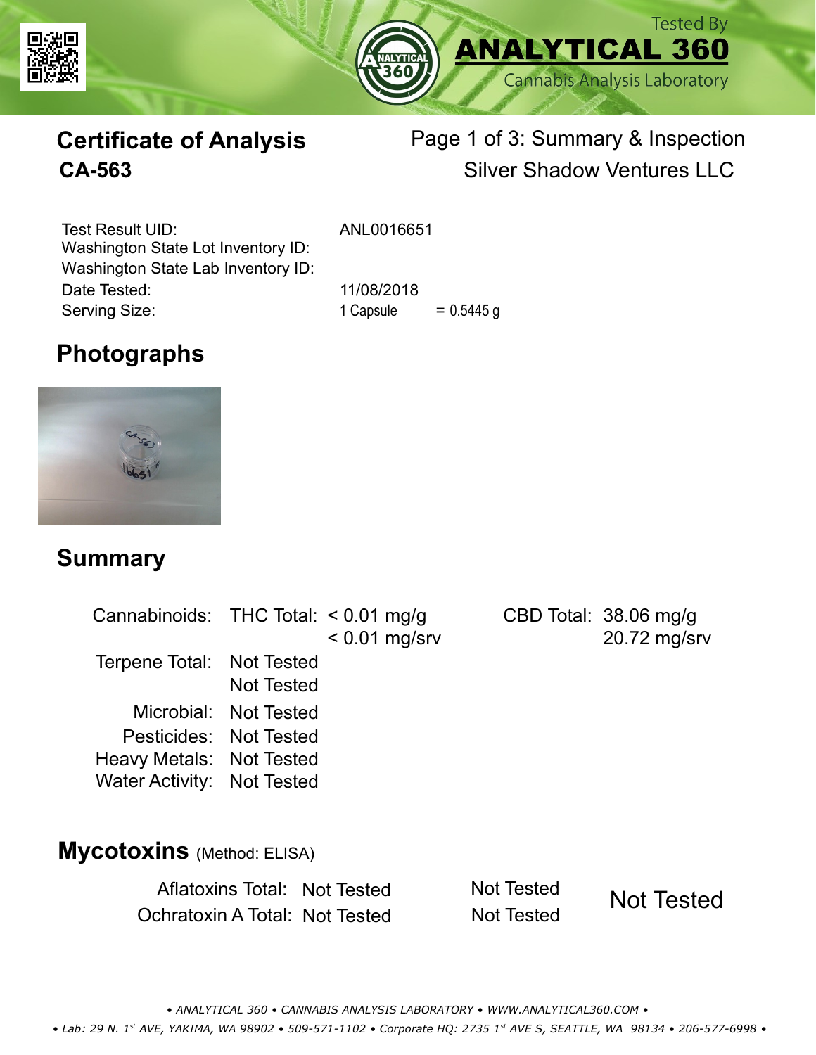Tested By
**ANALYTICAL 360**
Cannabis Analysis Laboratory

# Certificate of Analysis
## CA-563

Page 1 of 3: Summary & Inspection
Silver Shadow Ventures LLC

| | |
|---|---|
| Test Result UID: | ANL0016651 |
| Washington State Lot Inventory ID: | |
| Washington State Lab Inventory ID: | |
| Date Tested: | 11/08/2018 |
| Serving Size: | 1 Capsule = 0.5445 g |

## Photographs

## Summary

| | | | | |
|---|---|---|---|---|
| Cannabinoids: | THC Total: | < 0.01 mg/g<br>< 0.01 mg/srv | CBD Total: | 38.06 mg/g<br>20.72 mg/srv |
| Terpene Total: | Not Tested<br>Not Tested | | | |
| Microbial: | Not Tested | | | |
| Pesticides: | Not Tested | | | |
| Heavy Metals: | Not Tested | | | |
| Water Activity: | Not Tested | | | |

## Mycotoxins (Method: ELISA)

| | | | |
|---|---|---|---|
| Aflatoxins Total: | Not Tested | Not Tested | Not Tested |
| Ochratoxin A Total: | Not Tested | Not Tested | |

• ANALYTICAL 360 • CANNABIS ANALYSIS LABORATORY • WWW.ANALYTICAL360.COM •
• Lab: 29 N. 1st AVE, YAKIMA, WA 98902 • 509-571-1102 • Corporate HQ: 2735 1st AVE S, SEATTLE, WA 98134 • 206-577-6998 •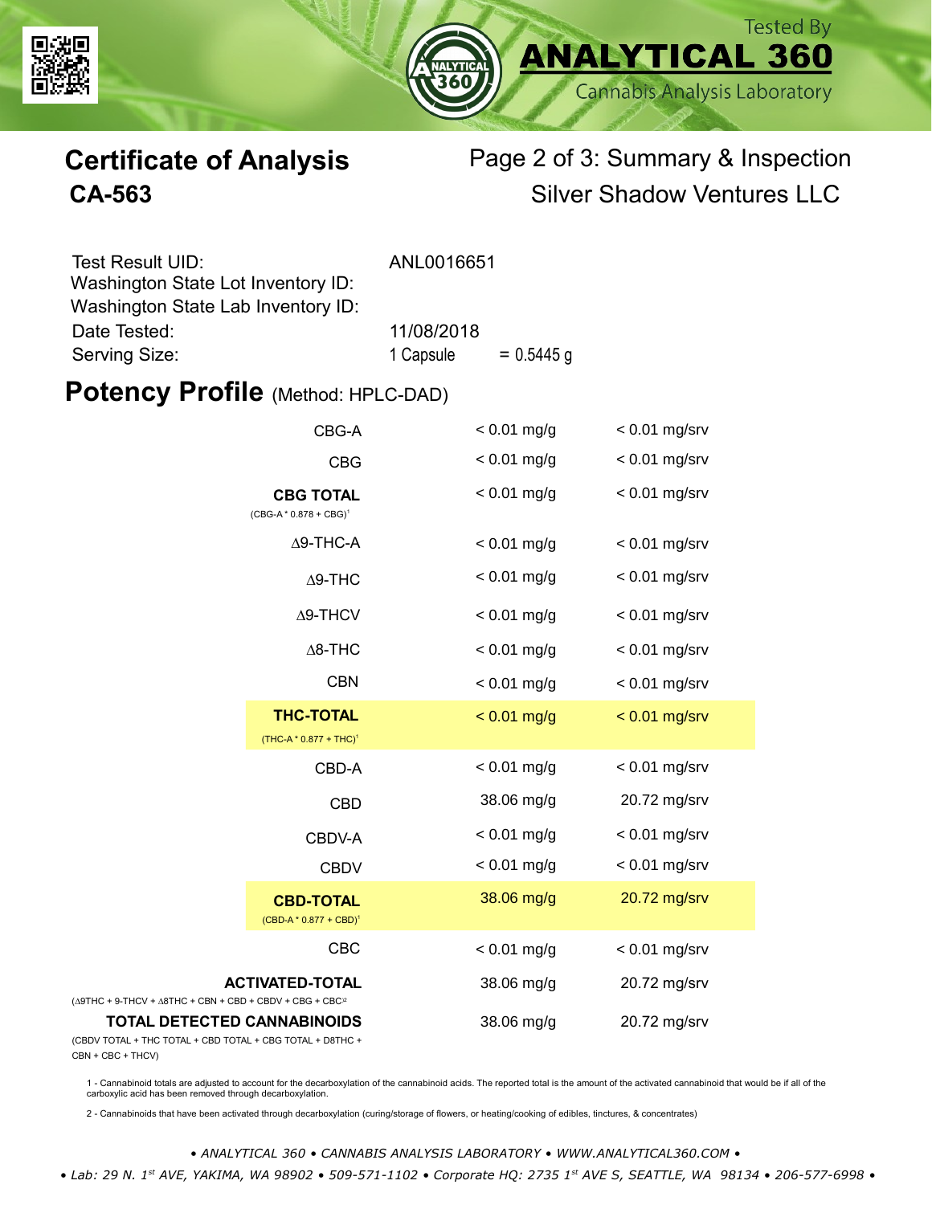Tested By **ANALYTICAL 360** Cannabis Analysis Laboratory

# Certificate of Analysis
## CA-563

Page 2 of 3: Summary & Inspection
Silver Shadow Ventures LLC

| | |
|---|---|
| Test Result UID: | ANL0016651 |
| Washington State Lot Inventory ID: | |
| Washington State Lab Inventory ID: | |
| Date Tested: | 11/08/2018 |
| Serving Size: | 1 Capsule = 0.5445 g |

## Potency Profile (Method: HPLC-DAD)

| Analyte | mg/g | mg/srv |
|---|---|---|
| CBG-A | < 0.01 mg/g | < 0.01 mg/srv |
| CBG | < 0.01 mg/g | < 0.01 mg/srv |
| **CBG TOTAL** (CBG-A * 0.878 + CBG)[1] | < 0.01 mg/g | < 0.01 mg/srv |
| Δ9-THC-A | < 0.01 mg/g | < 0.01 mg/srv |
| Δ9-THC | < 0.01 mg/g | < 0.01 mg/srv |
| Δ9-THCV | < 0.01 mg/g | < 0.01 mg/srv |
| Δ8-THC | < 0.01 mg/g | < 0.01 mg/srv |
| CBN | < 0.01 mg/g | < 0.01 mg/srv |
| **THC-TOTAL** (THC-A * 0.877 + THC)[1] | < 0.01 mg/g | < 0.01 mg/srv |
| CBD-A | < 0.01 mg/g | < 0.01 mg/srv |
| CBD | 38.06 mg/g | 20.72 mg/srv |
| CBDV-A | < 0.01 mg/g | < 0.01 mg/srv |
| CBDV | < 0.01 mg/g | < 0.01 mg/srv |
| **CBD-TOTAL** (CBD-A * 0.877 + CBD)[1] | 38.06 mg/g | 20.72 mg/srv |
| CBC | < 0.01 mg/g | < 0.01 mg/srv |
| **ACTIVATED-TOTAL** (Δ9THC + 9-THCV + Δ8THC + CBN + CBD + CBDV + CBG + CBC[2] | 38.06 mg/g | 20.72 mg/srv |
| **TOTAL DETECTED CANNABINOIDS** (CBDV TOTAL + THC TOTAL + CBD TOTAL + CBG TOTAL + D8THC + CBN + CBC + THCV) | 38.06 mg/g | 20.72 mg/srv |

1 - Cannabinoid totals are adjusted to account for the decarboxylation of the cannabinoid acids. The reported total is the amount of the activated cannabinoid that would be if all of the carboxylic acid has been removed through decarboxylation.

2 - Cannabinoids that have been activated through decarboxylation (curing/storage of flowers, or heating/cooking of edibles, tinctures, & concentrates)

*• ANALYTICAL 360 • CANNABIS ANALYSIS LABORATORY • WWW.ANALYTICAL360.COM •*

*• Lab: 29 N. 1st AVE, YAKIMA, WA 98902 • 509-571-1102 • Corporate HQ: 2735 1st AVE S, SEATTLE, WA 98134 • 206-577-6998 •*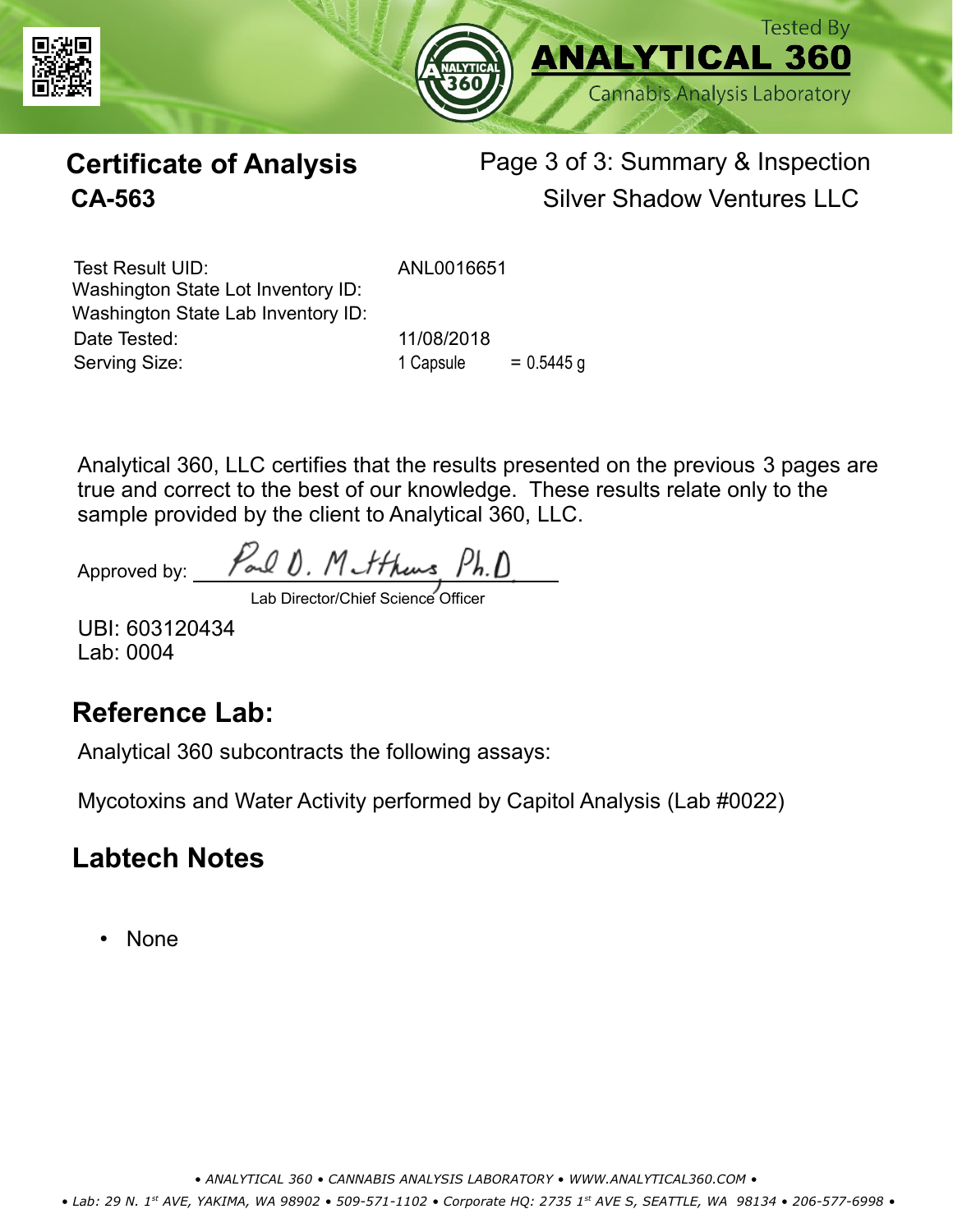Tested By
**ANALYTICAL 360**
Cannabis Analysis Laboratory

## Certificate of Analysis
## CA-563

Page 3 of 3: Summary & Inspection
Silver Shadow Ventures LLC

| | |
|---|---|
| Test Result UID: | ANL0016651 |
| Washington State Lot Inventory ID: | |
| Washington State Lab Inventory ID: | |
| Date Tested: | 11/08/2018 |
| Serving Size: | 1 Capsule = 0.5445 g |

Analytical 360, LLC certifies that the results presented on the previous 3 pages are true and correct to the best of our knowledge. These results relate only to the sample provided by the client to Analytical 360, LLC.

Approved by: Paul D. Matthews, Ph.D
Lab Director/Chief Science Officer

UBI: 603120434
Lab: 0004

## Reference Lab:

Analytical 360 subcontracts the following assays:

Mycotoxins and Water Activity performed by Capitol Analysis (Lab #0022)

## Labtech Notes

- None

*• ANALYTICAL 360 • CANNABIS ANALYSIS LABORATORY • WWW.ANALYTICAL360.COM •*
*• Lab: 29 N. 1st AVE, YAKIMA, WA 98902 • 509-571-1102 • Corporate HQ: 2735 1st AVE S, SEATTLE, WA 98134 • 206-577-6998 •*